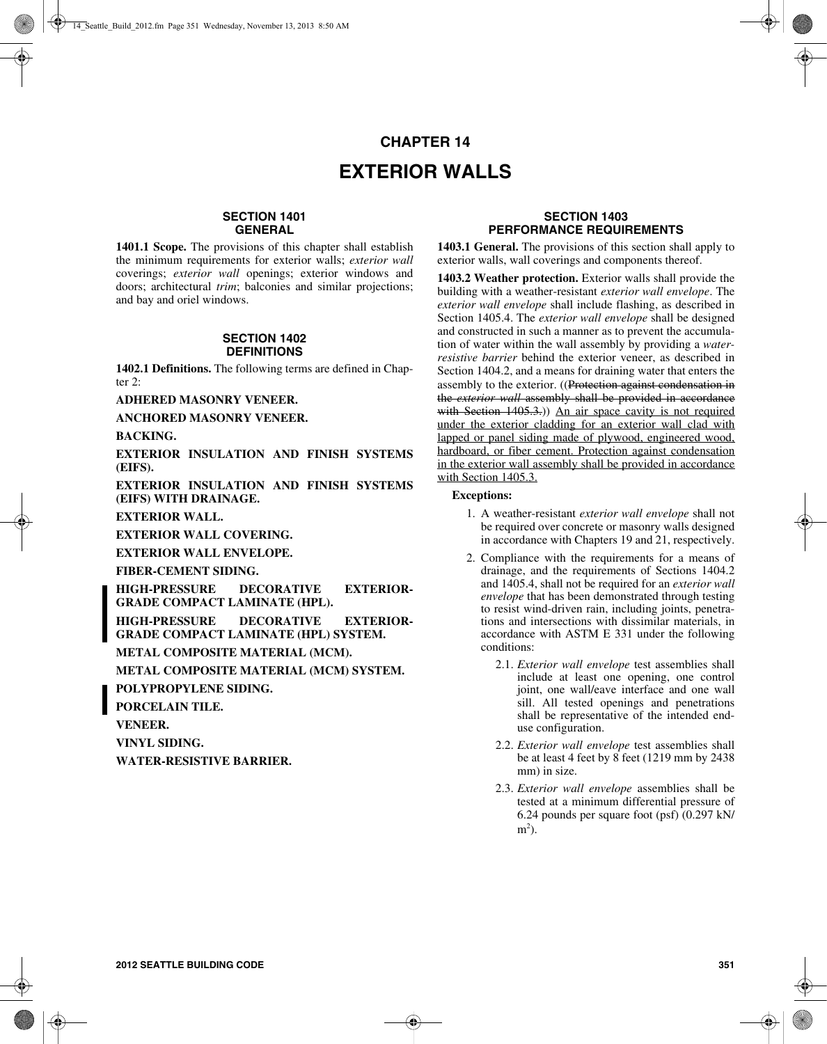# CHAPTER 14

# EXTERIOR WALLS

## SECTION 1401 GENERAL

**1401.1 Scope.** The provisions of this chapter shall establish the minimum requirements for exterior walls; *exterior wall* coverings; *exterior wall* openings; exterior windows and doors; architectural *trim*; balconies and similar projections; and bay and oriel windows.

## SECTION 1402 DEFINITIONS

**1402.1 Definitions.** The following terms are defined in Chapter 2:

**ADHERED MASONRY VENEER.**

**ANCHORED MASONRY VENEER.**

**BACKING.**

**EXTERIOR INSULATION AND FINISH SYSTEMS (EIFS).**

**EXTERIOR INSULATION AND FINISH SYSTEMS (EIFS) WITH DRAINAGE.**

**EXTERIOR WALL.**

**EXTERIOR WALL COVERING.**

**EXTERIOR WALL ENVELOPE.**

**FIBER-CEMENT SIDING.**

**HIGH-PRESSURE DECORATIVE EXTERIOR-GRADE COMPACT LAMINATE (HPL).**

**HIGH-PRESSURE DECORATIVE EXTERIOR-GRADE COMPACT LAMINATE (HPL) SYSTEM.**

**METAL COMPOSITE MATERIAL (MCM).**

**METAL COMPOSITE MATERIAL (MCM) SYSTEM.**

**POLYPROPYLENE SIDING.**

**PORCELAIN TILE.**

**VENEER.**

**VINYL SIDING.**

**WATER-RESISTIVE BARRIER.**

## SECTION 1403 PERFORMANCE REQUIREMENTS

**1403.1 General.** The provisions of this section shall apply to exterior walls, wall coverings and components thereof.

**1403.2 Weather protection.** Exterior walls shall provide the building with a weather-resistant *exterior wall envelope*. The *exterior wall envelope* shall include flashing, as described in Section 1405.4. The *exterior wall envelope* shall be designed and constructed in such a manner as to prevent the accumulation of water within the wall assembly by providing a *water-resistive barrier* behind the exterior veneer, as described in Section 1404.2, and a means for draining water that enters the assembly to the exterior. ((~~Protection against condensation in the *exterior wall* assembly shall be provided in accordance with Section 1405.3.~~)) <u>An air space cavity is not required under the exterior cladding for an exterior wall clad with lapped or panel siding made of plywood, engineered wood, hardboard, or fiber cement. Protection against condensation in the exterior wall assembly shall be provided in accordance with Section 1405.3.</u>

**Exceptions:**

1. A weather-resistant *exterior wall envelope* shall not be required over concrete or masonry walls designed in accordance with Chapters 19 and 21, respectively.
2. Compliance with the requirements for a means of drainage, and the requirements of Sections 1404.2 and 1405.4, shall not be required for an *exterior wall envelope* that has been demonstrated through testing to resist wind-driven rain, including joints, penetrations and intersections with dissimilar materials, in accordance with ASTM E 331 under the following conditions:
   - 2.1. *Exterior wall envelope* test assemblies shall include at least one opening, one control joint, one wall/eave interface and one wall sill. All tested openings and penetrations shall be representative of the intended end-use configuration.
   - 2.2. *Exterior wall envelope* test assemblies shall be at least 4 feet by 8 feet (1219 mm by 2438 mm) in size.
   - 2.3. *Exterior wall envelope* assemblies shall be tested at a minimum differential pressure of 6.24 pounds per square foot (psf) (0.297 kN/$m^2$).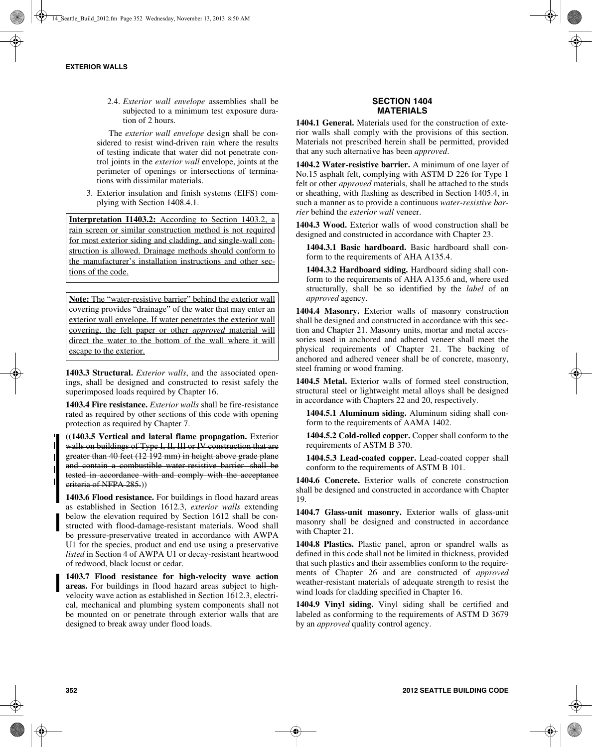2.4. *Exterior wall envelope* assemblies shall be subjected to a minimum test exposure duration of 2 hours.

The *exterior wall envelope* design shall be considered to resist wind-driven rain where the results of testing indicate that water did not penetrate control joints in the *exterior wall* envelope, joints at the perimeter of openings or intersections of terminations with dissimilar materials.

3. Exterior insulation and finish systems (EIFS) complying with Section 1408.4.1.

**Interpretation I1403.2:** According to Section 1403.2, a rain screen or similar construction method is not required for most exterior siding and cladding, and single-wall construction is allowed. Drainage methods should conform to the manufacturer's installation instructions and other sections of the code.

**Note:** The "water-resistive barrier" behind the exterior wall covering provides "drainage" of the water that may enter an exterior wall envelope. If water penetrates the exterior wall covering, the felt paper or other *approved* material will direct the water to the bottom of the wall where it will escape to the exterior.

**1403.3 Structural.** *Exterior walls*, and the associated openings, shall be designed and constructed to resist safely the superimposed loads required by Chapter 16.

**1403.4 Fire resistance.** *Exterior walls* shall be fire-resistance rated as required by other sections of this code with opening protection as required by Chapter 7.

((~~**1403.5 Vertical and lateral flame propagation.** Exterior walls on buildings of Type I, II, III or IV construction that are greater than 40 feet (12 192 mm) in height above grade plane and contain a combustible water-resistive barrier shall be tested in accordance with and comply with the acceptance criteria of NFPA 285.~~))

**1403.6 Flood resistance.** For buildings in flood hazard areas as established in Section 1612.3, *exterior walls* extending below the elevation required by Section 1612 shall be constructed with flood-damage-resistant materials. Wood shall be pressure-preservative treated in accordance with AWPA U1 for the species, product and end use using a preservative *listed* in Section 4 of AWPA U1 or decay-resistant heartwood of redwood, black locust or cedar.

**1403.7 Flood resistance for high-velocity wave action areas.** For buildings in flood hazard areas subject to high-velocity wave action as established in Section 1612.3, electrical, mechanical and plumbing system components shall not be mounted on or penetrate through exterior walls that are designed to break away under flood loads.

## SECTION 1404 MATERIALS

**1404.1 General.** Materials used for the construction of exterior walls shall comply with the provisions of this section. Materials not prescribed herein shall be permitted, provided that any such alternative has been *approved*.

**1404.2 Water-resistive barrier.** A minimum of one layer of No.15 asphalt felt, complying with ASTM D 226 for Type 1 felt or other *approved* materials, shall be attached to the studs or sheathing, with flashing as described in Section 1405.4, in such a manner as to provide a continuous *water-resistive barrier* behind the *exterior wall* veneer.

**1404.3 Wood.** Exterior walls of wood construction shall be designed and constructed in accordance with Chapter 23.

**1404.3.1 Basic hardboard.** Basic hardboard shall conform to the requirements of AHA A135.4.

**1404.3.2 Hardboard siding.** Hardboard siding shall conform to the requirements of AHA A135.6 and, where used structurally, shall be so identified by the *label* of an *approved* agency.

**1404.4 Masonry.** Exterior walls of masonry construction shall be designed and constructed in accordance with this section and Chapter 21. Masonry units, mortar and metal accessories used in anchored and adhered veneer shall meet the physical requirements of Chapter 21. The backing of anchored and adhered veneer shall be of concrete, masonry, steel framing or wood framing.

**1404.5 Metal.** Exterior walls of formed steel construction, structural steel or lightweight metal alloys shall be designed in accordance with Chapters 22 and 20, respectively.

**1404.5.1 Aluminum siding.** Aluminum siding shall conform to the requirements of AAMA 1402.

**1404.5.2 Cold-rolled copper.** Copper shall conform to the requirements of ASTM B 370.

**1404.5.3 Lead-coated copper.** Lead-coated copper shall conform to the requirements of ASTM B 101.

**1404.6 Concrete.** Exterior walls of concrete construction shall be designed and constructed in accordance with Chapter 19.

**1404.7 Glass-unit masonry.** Exterior walls of glass-unit masonry shall be designed and constructed in accordance with Chapter 21.

**1404.8 Plastics.** Plastic panel, apron or spandrel walls as defined in this code shall not be limited in thickness, provided that such plastics and their assemblies conform to the requirements of Chapter 26 and are constructed of *approved* weather-resistant materials of adequate strength to resist the wind loads for cladding specified in Chapter 16.

**1404.9 Vinyl siding.** Vinyl siding shall be certified and labeled as conforming to the requirements of ASTM D 3679 by an *approved* quality control agency.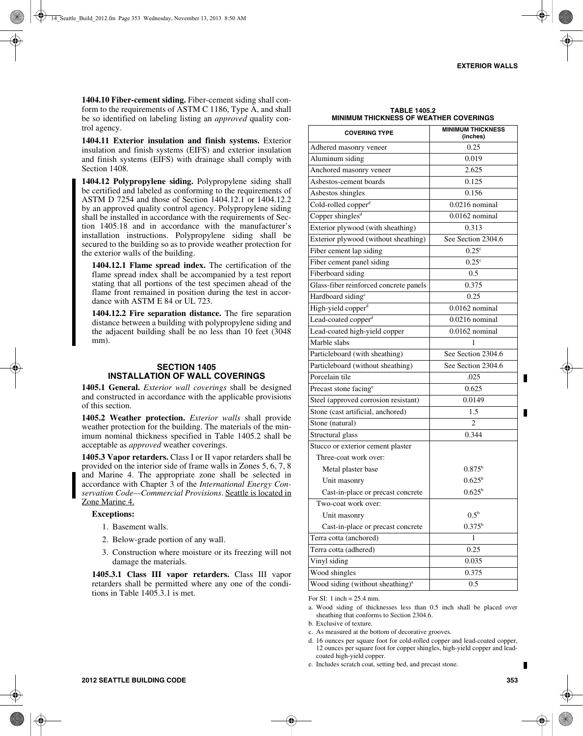**1404.10 Fiber-cement siding.** Fiber-cement siding shall conform to the requirements of ASTM C 1186, Type A, and shall be so identified on labeling listing an *approved* quality control agency.

**1404.11 Exterior insulation and finish systems.** Exterior insulation and finish systems (EIFS) and exterior insulation and finish systems (EIFS) with drainage shall comply with Section 1408.

**1404.12 Polypropylene siding.** Polypropylene siding shall be certified and labeled as conforming to the requirements of ASTM D 7254 and those of Section 1404.12.1 or 1404.12.2 by an approved quality control agency. Polypropylene siding shall be installed in accordance with the requirements of Section 1405.18 and in accordance with the manufacturer's installation instructions. Polypropylene siding shall be secured to the building so as to provide weather protection for the exterior walls of the building.

**1404.12.1 Flame spread index.** The certification of the flame spread index shall be accompanied by a test report stating that all portions of the test specimen ahead of the flame front remained in position during the test in accordance with ASTM E 84 or UL 723.

**1404.12.2 Fire separation distance.** The fire separation distance between a building with polypropylene siding and the adjacent building shall be no less than 10 feet (3048 mm).

## SECTION 1405 INSTALLATION OF WALL COVERINGS

**1405.1 General.** *Exterior wall coverings* shall be designed and constructed in accordance with the applicable provisions of this section.

**1405.2 Weather protection.** *Exterior walls* shall provide weather protection for the building. The materials of the minimum nominal thickness specified in Table 1405.2 shall be acceptable as *approved* weather coverings.

**1405.3 Vapor retarders.** Class I or II vapor retarders shall be provided on the interior side of frame walls in Zones 5, 6, 7, 8 and Marine 4. The appropriate zone shall be selected in accordance with Chapter 3 of the *International Energy Conservation Code—Commercial Provisions*. Seattle is located in Zone Marine 4.

**Exceptions:**

1. Basement walls.
2. Below-grade portion of any wall.
3. Construction where moisture or its freezing will not damage the materials.

**1405.3.1 Class III vapor retarders.** Class III vapor retarders shall be permitted where any one of the conditions in Table 1405.3.1 is met.

**TABLE 1405.2 MINIMUM THICKNESS OF WEATHER COVERINGS**

| COVERING TYPE | MINIMUM THICKNESS (inches) |
|---|---|
| Adhered masonry veneer | 0.25 |
| Aluminum siding | 0.019 |
| Anchored masonry veneer | 2.625 |
| Asbestos-cement boards | 0.125 |
| Asbestos shingles | 0.156 |
| Cold-rolled copper[d] | 0.0216 nominal |
| Copper shingles[d] | 0.0162 nominal |
| Exterior plywood (with sheathing) | 0.313 |
| Exterior plywood (without sheathing) | See Section 2304.6 |
| Fiber cement lap siding | 0.25[c] |
| Fiber cement panel siding | 0.25[c] |
| Fiberboard siding | 0.5 |
| Glass-fiber reinforced concrete panels | 0.375 |
| Hardboard siding[c] | 0.25 |
| High-yield copper[d] | 0.0162 nominal |
| Lead-coated copper[d] | 0.0216 nominal |
| Lead-coated high-yield copper | 0.0162 nominal |
| Marble slabs | 1 |
| Particleboard (with sheathing) | See Section 2304.6 |
| Particleboard (without sheathing) | See Section 2304.6 |
| Porcelain tile | .025 |
| Precast stone facing[e] | 0.625 |
| Steel (approved corrosion resistant) | 0.0149 |
| Stone (cast artificial, anchored) | 1.5 |
| Stone (natural) | 2 |
| Structural glass | 0.344 |
| Stucco or exterior cement plaster | |
| Three-coat work over: | |
| Metal plaster base | 0.875[b] |
| Unit masonry | 0.625[b] |
| Cast-in-place or precast concrete | 0.625[b] |
| Two-coat work over: | |
| Unit masonry | 0.5[b] |
| Cast-in-place or precast concrete | 0.375[b] |
| Terra cotta (anchored) | 1 |
| Terra cotta (adhered) | 0.25 |
| Vinyl siding | 0.035 |
| Wood shingles | 0.375 |
| Wood siding (without sheathing)[a] | 0.5 |

For SI: 1 inch = 25.4 mm.

a. Wood siding of thicknesses less than 0.5 inch shall be placed over sheathing that conforms to Section 2304.6.

b. Exclusive of texture.

c. As measured at the bottom of decorative grooves.

d. 16 ounces per square foot for cold-rolled copper and lead-coated copper, 12 ounces per square foot for copper shingles, high-yield copper and lead-coated high-yield copper.

e. Includes scratch coat, setting bed, and precast stone.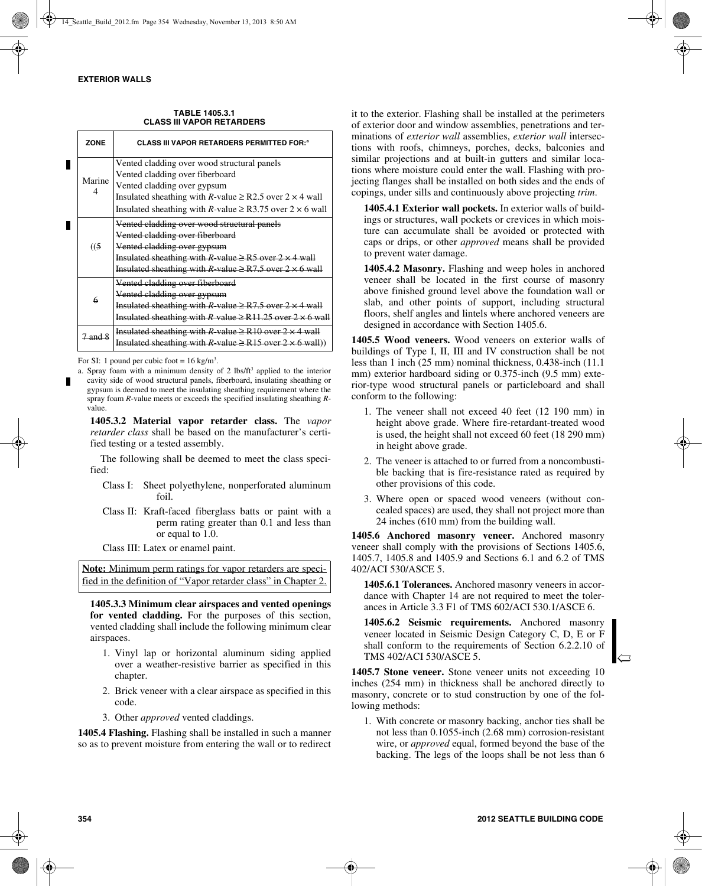**TABLE 1405.3.1**
**CLASS III VAPOR RETARDERS**

| ZONE | CLASS III VAPOR RETARDERS PERMITTED FOR:[a] |
|---|---|
| Marine 4 | Vented cladding over wood structural panels<br>Vented cladding over fiberboard<br>Vented cladding over gypsum<br>Insulated sheathing with *R*-value ≥ R2.5 over 2 × 4 wall<br>Insulated sheathing with *R*-value ≥ R3.75 over 2 × 6 wall |
| ~~((5~~ | ~~Vented cladding over wood structural panels~~<br>~~Vented cladding over fiberboard~~<br>~~Vented cladding over gypsum~~<br>~~Insulated sheathing with *R*-value ≥ R5 over 2 × 4 wall~~<br>~~Insulated sheathing with *R*-value ≥ R7.5 over 2 × 6 wall~~ |
| ~~6~~ | ~~Vented cladding over fiberboard~~<br>~~Vented cladding over gypsum~~<br>~~Insulated sheathing with *R*-value ≥ R7.5 over 2 × 4 wall~~<br>~~Insulated sheathing with *R*-value ≥ R11.25 over 2 × 6 wall~~ |
| ~~7 and 8~~ | ~~Insulated sheathing with *R*-value ≥ R10 over 2 × 4 wall~~<br>~~Insulated sheathing with *R*-value ≥ R15 over 2 × 6 wall~~)) |

For SI: 1 pound per cubic foot = 16 kg/$m^3$.

a. Spray foam with a minimum density of 2 lbs/$ft^3$ applied to the interior cavity side of wood structural panels, fiberboard, insulating sheathing or gypsum is deemed to meet the insulating sheathing requirement where the spray foam *R*-value meets or exceeds the specified insulating sheathing *R*-value.

**1405.3.2 Material vapor retarder class.** The *vapor retarder class* shall be based on the manufacturer's certified testing or a tested assembly.

The following shall be deemed to meet the class specified:

Class I: Sheet polyethylene, nonperforated aluminum foil.

Class II: Kraft-faced fiberglass batts or paint with a perm rating greater than 0.1 and less than or equal to 1.0.

Class III: Latex or enamel paint.

**Note:** Minimum perm ratings for vapor retarders are specified in the definition of "Vapor retarder class" in Chapter 2.

**1405.3.3 Minimum clear airspaces and vented openings for vented cladding.** For the purposes of this section, vented cladding shall include the following minimum clear airspaces.

1. Vinyl lap or horizontal aluminum siding applied over a weather-resistive barrier as specified in this chapter.
2. Brick veneer with a clear airspace as specified in this code.
3. Other *approved* vented claddings.

**1405.4 Flashing.** Flashing shall be installed in such a manner so as to prevent moisture from entering the wall or to redirect it to the exterior. Flashing shall be installed at the perimeters of exterior door and window assemblies, penetrations and terminations of *exterior wall* assemblies, *exterior wall* intersections with roofs, chimneys, porches, decks, balconies and similar projections and at built-in gutters and similar locations where moisture could enter the wall. Flashing with projecting flanges shall be installed on both sides and the ends of copings, under sills and continuously above projecting *trim*.

**1405.4.1 Exterior wall pockets.** In exterior walls of buildings or structures, wall pockets or crevices in which moisture can accumulate shall be avoided or protected with caps or drips, or other *approved* means shall be provided to prevent water damage.

**1405.4.2 Masonry.** Flashing and weep holes in anchored veneer shall be located in the first course of masonry above finished ground level above the foundation wall or slab, and other points of support, including structural floors, shelf angles and lintels where anchored veneers are designed in accordance with Section 1405.6.

**1405.5 Wood veneers.** Wood veneers on exterior walls of buildings of Type I, II, III and IV construction shall be not less than 1 inch (25 mm) nominal thickness, 0.438-inch (11.1 mm) exterior hardboard siding or 0.375-inch (9.5 mm) exterior-type wood structural panels or particleboard and shall conform to the following:

1. The veneer shall not exceed 40 feet (12 190 mm) in height above grade. Where fire-retardant-treated wood is used, the height shall not exceed 60 feet (18 290 mm) in height above grade.
2. The veneer is attached to or furred from a noncombustible backing that is fire-resistance rated as required by other provisions of this code.
3. Where open or spaced wood veneers (without concealed spaces) are used, they shall not project more than 24 inches (610 mm) from the building wall.

**1405.6 Anchored masonry veneer.** Anchored masonry veneer shall comply with the provisions of Sections 1405.6, 1405.7, 1405.8 and 1405.9 and Sections 6.1 and 6.2 of TMS 402/ACI 530/ASCE 5.

**1405.6.1 Tolerances.** Anchored masonry veneers in accordance with Chapter 14 are not required to meet the tolerances in Article 3.3 F1 of TMS 602/ACI 530.1/ASCE 6.

**1405.6.2 Seismic requirements.** Anchored masonry veneer located in Seismic Design Category C, D, E or F shall conform to the requirements of Section 6.2.2.10 of TMS 402/ACI 530/ASCE 5.

**1405.7 Stone veneer.** Stone veneer units not exceeding 10 inches (254 mm) in thickness shall be anchored directly to masonry, concrete or to stud construction by one of the following methods:

1. With concrete or masonry backing, anchor ties shall be not less than 0.1055-inch (2.68 mm) corrosion-resistant wire, or *approved* equal, formed beyond the base of the backing. The legs of the loops shall be not less than 6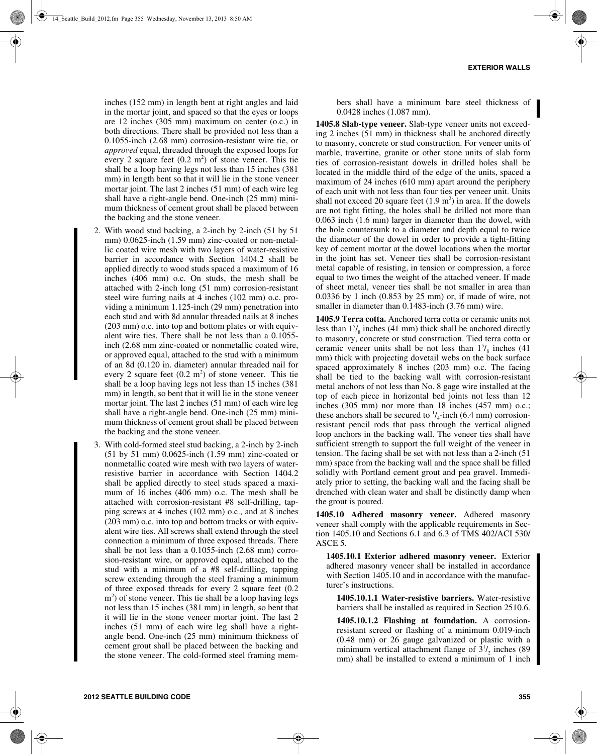inches (152 mm) in length bent at right angles and laid in the mortar joint, and spaced so that the eyes or loops are 12 inches (305 mm) maximum on center (o.c.) in both directions. There shall be provided not less than a 0.1055-inch (2.68 mm) corrosion-resistant wire tie, or *approved* equal, threaded through the exposed loops for every 2 square feet (0.2 m$^2$) of stone veneer. This tie shall be a loop having legs not less than 15 inches (381 mm) in length bent so that it will lie in the stone veneer mortar joint. The last 2 inches (51 mm) of each wire leg shall have a right-angle bend. One-inch (25 mm) minimum thickness of cement grout shall be placed between the backing and the stone veneer.

2. With wood stud backing, a 2-inch by 2-inch (51 by 51 mm) 0.0625-inch (1.59 mm) zinc-coated or non-metallic coated wire mesh with two layers of water-resistive barrier in accordance with Section 1404.2 shall be applied directly to wood studs spaced a maximum of 16 inches (406 mm) o.c. On studs, the mesh shall be attached with 2-inch long (51 mm) corrosion-resistant steel wire furring nails at 4 inches (102 mm) o.c. providing a minimum 1.125-inch (29 mm) penetration into each stud and with 8d annular threaded nails at 8 inches (203 mm) o.c. into top and bottom plates or with equivalent wire ties. There shall be not less than a 0.1055-inch (2.68 mm zinc-coated or nonmetallic coated wire, or approved equal, attached to the stud with a minimum of an 8d (0.120 in. diameter) annular threaded nail for every 2 square feet (0.2 m$^2$) of stone veneer. This tie shall be a loop having legs not less than 15 inches (381 mm) in length, so bent that it will lie in the stone veneer mortar joint. The last 2 inches (51 mm) of each wire leg shall have a right-angle bend. One-inch (25 mm) minimum thickness of cement grout shall be placed between the backing and the stone veneer.

3. With cold-formed steel stud backing, a 2-inch by 2-inch (51 by 51 mm) 0.0625-inch (1.59 mm) zinc-coated or nonmetallic coated wire mesh with two layers of water-resistive barrier in accordance with Section 1404.2 shall be applied directly to steel studs spaced a maximum of 16 inches (406 mm) o.c. The mesh shall be attached with corrosion-resistant #8 self-drilling, tapping screws at 4 inches (102 mm) o.c., and at 8 inches (203 mm) o.c. into top and bottom tracks or with equivalent wire ties. All screws shall extend through the steel connection a minimum of three exposed threads. There shall be not less than a 0.1055-inch (2.68 mm) corrosion-resistant wire, or approved equal, attached to the stud with a minimum of a #8 self-drilling, tapping screw extending through the steel framing a minimum of three exposed threads for every 2 square feet (0.2 m$^2$) of stone veneer. This tie shall be a loop having legs not less than 15 inches (381 mm) in length, so bent that it will lie in the stone veneer mortar joint. The last 2 inches (51 mm) of each wire leg shall have a right-angle bend. One-inch (25 mm) minimum thickness of cement grout shall be placed between the backing and the stone veneer. The cold-formed steel framing members shall have a minimum bare steel thickness of 0.0428 inches (1.087 mm).

**1405.8 Slab-type veneer.** Slab-type veneer units not exceeding 2 inches (51 mm) in thickness shall be anchored directly to masonry, concrete or stud construction. For veneer units of marble, travertine, granite or other stone units of slab form ties of corrosion-resistant dowels in drilled holes shall be located in the middle third of the edge of the units, spaced a maximum of 24 inches (610 mm) apart around the periphery of each unit with not less than four ties per veneer unit. Units shall not exceed 20 square feet (1.9 m$^2$) in area. If the dowels are not tight fitting, the holes shall be drilled not more than 0.063 inch (1.6 mm) larger in diameter than the dowel, with the hole countersunk to a diameter and depth equal to twice the diameter of the dowel in order to provide a tight-fitting key of cement mortar at the dowel locations when the mortar in the joint has set. Veneer ties shall be corrosion-resistant metal capable of resisting, in tension or compression, a force equal to two times the weight of the attached veneer. If made of sheet metal, veneer ties shall be not smaller in area than 0.0336 by 1 inch (0.853 by 25 mm) or, if made of wire, not smaller in diameter than 0.1483-inch (3.76 mm) wire.

**1405.9 Terra cotta.** Anchored terra cotta or ceramic units not less than 1$^5$/$_8$ inches (41 mm) thick shall be anchored directly to masonry, concrete or stud construction. Tied terra cotta or ceramic veneer units shall be not less than 1$^5$/$_8$ inches (41 mm) thick with projecting dovetail webs on the back surface spaced approximately 8 inches (203 mm) o.c. The facing shall be tied to the backing wall with corrosion-resistant metal anchors of not less than No. 8 gage wire installed at the top of each piece in horizontal bed joints not less than 12 inches (305 mm) nor more than 18 inches (457 mm) o.c.; these anchors shall be secured to $^1$/$_4$-inch (6.4 mm) corrosion-resistant pencil rods that pass through the vertical aligned loop anchors in the backing wall. The veneer ties shall have sufficient strength to support the full weight of the veneer in tension. The facing shall be set with not less than a 2-inch (51 mm) space from the backing wall and the space shall be filled solidly with Portland cement grout and pea gravel. Immediately prior to setting, the backing wall and the facing shall be drenched with clean water and shall be distinctly damp when the grout is poured.

**1405.10 Adhered masonry veneer.** Adhered masonry veneer shall comply with the applicable requirements in Section 1405.10 and Sections 6.1 and 6.3 of TMS 402/ACI 530/ASCE 5.

**1405.10.1 Exterior adhered masonry veneer.** Exterior adhered masonry veneer shall be installed in accordance with Section 1405.10 and in accordance with the manufacturer's instructions.

**1405.10.1.1 Water-resistive barriers.** Water-resistive barriers shall be installed as required in Section 2510.6.

**1405.10.1.2 Flashing at foundation.** A corrosion-resistant screed or flashing of a minimum 0.019-inch (0.48 mm) or 26 gauge galvanized or plastic with a minimum vertical attachment flange of 3$^1$/$_2$ inches (89 mm) shall be installed to extend a minimum of 1 inch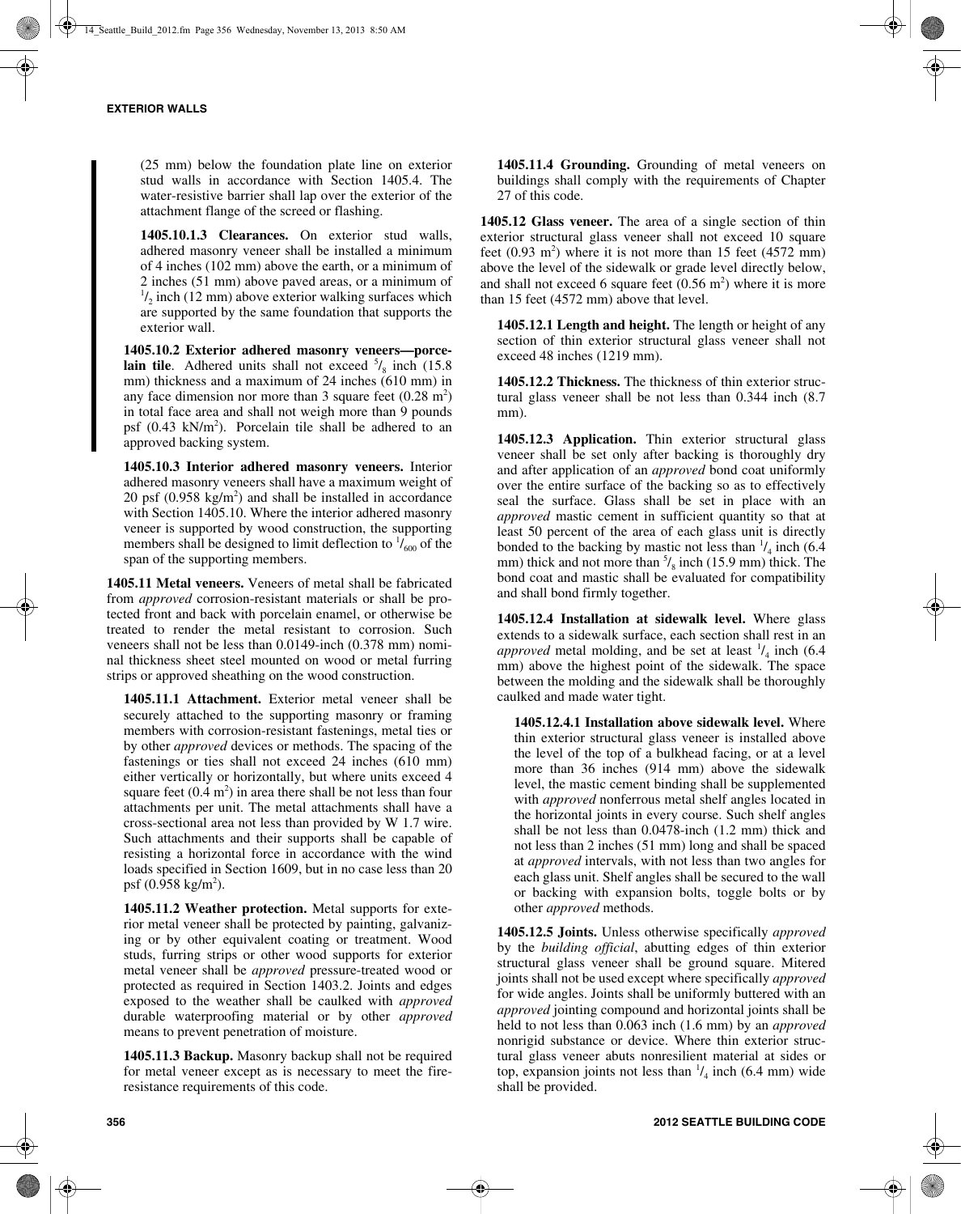(25 mm) below the foundation plate line on exterior stud walls in accordance with Section 1405.4. The water-resistive barrier shall lap over the exterior of the attachment flange of the screed or flashing.

**1405.10.1.3 Clearances.** On exterior stud walls, adhered masonry veneer shall be installed a minimum of 4 inches (102 mm) above the earth, or a minimum of 2 inches (51 mm) above paved areas, or a minimum of $^{1}/_{2}$ inch (12 mm) above exterior walking surfaces which are supported by the same foundation that supports the exterior wall.

**1405.10.2 Exterior adhered masonry veneers—porcelain tile**. Adhered units shall not exceed $^{5}/_{8}$ inch (15.8 mm) thickness and a maximum of 24 inches (610 mm) in any face dimension nor more than 3 square feet (0.28 $m^2$) in total face area and shall not weigh more than 9 pounds psf (0.43 $kN/m^2$). Porcelain tile shall be adhered to an approved backing system.

**1405.10.3 Interior adhered masonry veneers.** Interior adhered masonry veneers shall have a maximum weight of 20 psf (0.958 $kg/m^2$) and shall be installed in accordance with Section 1405.10. Where the interior adhered masonry veneer is supported by wood construction, the supporting members shall be designed to limit deflection to $^{1}/_{600}$ of the span of the supporting members.

**1405.11 Metal veneers.** Veneers of metal shall be fabricated from *approved* corrosion-resistant materials or shall be protected front and back with porcelain enamel, or otherwise be treated to render the metal resistant to corrosion. Such veneers shall not be less than 0.0149-inch (0.378 mm) nominal thickness sheet steel mounted on wood or metal furring strips or approved sheathing on the wood construction.

**1405.11.1 Attachment.** Exterior metal veneer shall be securely attached to the supporting masonry or framing members with corrosion-resistant fastenings, metal ties or by other *approved* devices or methods. The spacing of the fastenings or ties shall not exceed 24 inches (610 mm) either vertically or horizontally, but where units exceed 4 square feet (0.4 $m^2$) in area there shall be not less than four attachments per unit. The metal attachments shall have a cross-sectional area not less than provided by W 1.7 wire. Such attachments and their supports shall be capable of resisting a horizontal force in accordance with the wind loads specified in Section 1609, but in no case less than 20 psf (0.958 $kg/m^2$).

**1405.11.2 Weather protection.** Metal supports for exterior metal veneer shall be protected by painting, galvanizing or by other equivalent coating or treatment. Wood studs, furring strips or other wood supports for exterior metal veneer shall be *approved* pressure-treated wood or protected as required in Section 1403.2. Joints and edges exposed to the weather shall be caulked with *approved* durable waterproofing material or by other *approved* means to prevent penetration of moisture.

**1405.11.3 Backup.** Masonry backup shall not be required for metal veneer except as is necessary to meet the fire-resistance requirements of this code.

**1405.11.4 Grounding.** Grounding of metal veneers on buildings shall comply with the requirements of Chapter 27 of this code.

**1405.12 Glass veneer.** The area of a single section of thin exterior structural glass veneer shall not exceed 10 square feet (0.93 $m^2$) where it is not more than 15 feet (4572 mm) above the level of the sidewalk or grade level directly below, and shall not exceed 6 square feet (0.56 $m^2$) where it is more than 15 feet (4572 mm) above that level.

**1405.12.1 Length and height.** The length or height of any section of thin exterior structural glass veneer shall not exceed 48 inches (1219 mm).

**1405.12.2 Thickness.** The thickness of thin exterior structural glass veneer shall be not less than 0.344 inch (8.7 mm).

**1405.12.3 Application.** Thin exterior structural glass veneer shall be set only after backing is thoroughly dry and after application of an *approved* bond coat uniformly over the entire surface of the backing so as to effectively seal the surface. Glass shall be set in place with an *approved* mastic cement in sufficient quantity so that at least 50 percent of the area of each glass unit is directly bonded to the backing by mastic not less than $^{1}/_{4}$ inch (6.4 mm) thick and not more than $^{5}/_{8}$ inch (15.9 mm) thick. The bond coat and mastic shall be evaluated for compatibility and shall bond firmly together.

**1405.12.4 Installation at sidewalk level.** Where glass extends to a sidewalk surface, each section shall rest in an *approved* metal molding, and be set at least $^{1}/_{4}$ inch (6.4 mm) above the highest point of the sidewalk. The space between the molding and the sidewalk shall be thoroughly caulked and made water tight.

**1405.12.4.1 Installation above sidewalk level.** Where thin exterior structural glass veneer is installed above the level of the top of a bulkhead facing, or at a level more than 36 inches (914 mm) above the sidewalk level, the mastic cement binding shall be supplemented with *approved* nonferrous metal shelf angles located in the horizontal joints in every course. Such shelf angles shall be not less than 0.0478-inch (1.2 mm) thick and not less than 2 inches (51 mm) long and shall be spaced at *approved* intervals, with not less than two angles for each glass unit. Shelf angles shall be secured to the wall or backing with expansion bolts, toggle bolts or by other *approved* methods.

**1405.12.5 Joints.** Unless otherwise specifically *approved* by the *building official*, abutting edges of thin exterior structural glass veneer shall be ground square. Mitered joints shall not be used except where specifically *approved* for wide angles. Joints shall be uniformly buttered with an *approved* jointing compound and horizontal joints shall be held to not less than 0.063 inch (1.6 mm) by an *approved* nonrigid substance or device. Where thin exterior structural glass veneer abuts nonresilient material at sides or top, expansion joints not less than $^{1}/_{4}$ inch (6.4 mm) wide shall be provided.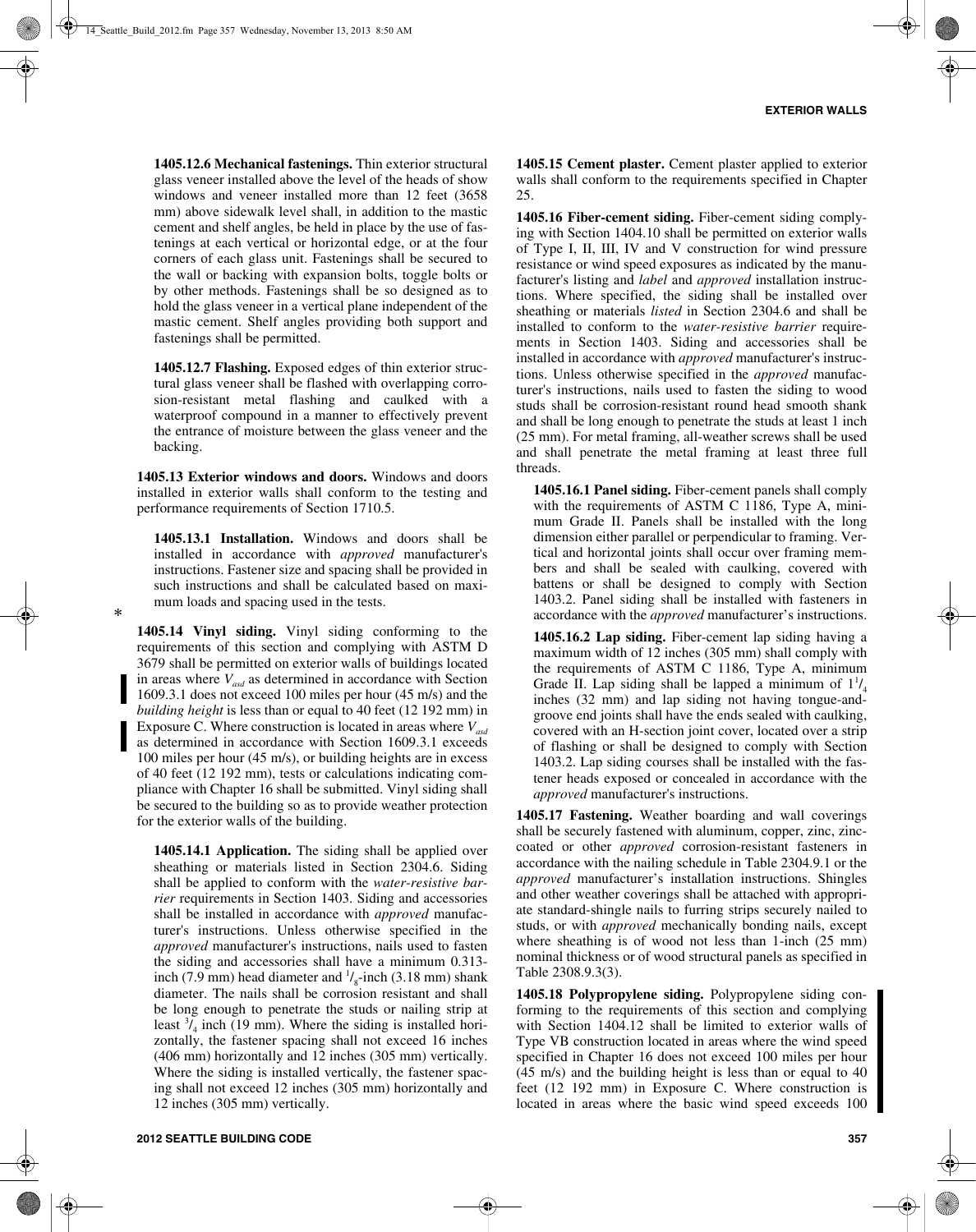**1405.12.6 Mechanical fastenings.** Thin exterior structural glass veneer installed above the level of the heads of show windows and veneer installed more than 12 feet (3658 mm) above sidewalk level shall, in addition to the mastic cement and shelf angles, be held in place by the use of fastenings at each vertical or horizontal edge, or at the four corners of each glass unit. Fastenings shall be secured to the wall or backing with expansion bolts, toggle bolts or by other methods. Fastenings shall be so designed as to hold the glass veneer in a vertical plane independent of the mastic cement. Shelf angles providing both support and fastenings shall be permitted.

**1405.12.7 Flashing.** Exposed edges of thin exterior structural glass veneer shall be flashed with overlapping corrosion-resistant metal flashing and caulked with a waterproof compound in a manner to effectively prevent the entrance of moisture between the glass veneer and the backing.

**1405.13 Exterior windows and doors.** Windows and doors installed in exterior walls shall conform to the testing and performance requirements of Section 1710.5.

**1405.13.1 Installation.** Windows and doors shall be installed in accordance with *approved* manufacturer's instructions. Fastener size and spacing shall be provided in such instructions and shall be calculated based on maximum loads and spacing used in the tests.

**1405.14 Vinyl siding.** Vinyl siding conforming to the requirements of this section and complying with ASTM D 3679 shall be permitted on exterior walls of buildings located in areas where $V_{asd}$ as determined in accordance with Section 1609.3.1 does not exceed 100 miles per hour (45 m/s) and the *building height* is less than or equal to 40 feet (12 192 mm) in Exposure C. Where construction is located in areas where $V_{asd}$ as determined in accordance with Section 1609.3.1 exceeds 100 miles per hour (45 m/s), or building heights are in excess of 40 feet (12 192 mm), tests or calculations indicating compliance with Chapter 16 shall be submitted. Vinyl siding shall be secured to the building so as to provide weather protection for the exterior walls of the building.

**1405.14.1 Application.** The siding shall be applied over sheathing or materials listed in Section 2304.6. Siding shall be applied to conform with the *water-resistive barrier* requirements in Section 1403. Siding and accessories shall be installed in accordance with *approved* manufacturer's instructions. Unless otherwise specified in the *approved* manufacturer's instructions, nails used to fasten the siding and accessories shall have a minimum 0.313-inch (7.9 mm) head diameter and $^{1}/_{8}$-inch (3.18 mm) shank diameter. The nails shall be corrosion resistant and shall be long enough to penetrate the studs or nailing strip at least $^{3}/_{4}$ inch (19 mm). Where the siding is installed horizontally, the fastener spacing shall not exceed 16 inches (406 mm) horizontally and 12 inches (305 mm) vertically. Where the siding is installed vertically, the fastener spacing shall not exceed 12 inches (305 mm) horizontally and 12 inches (305 mm) vertically.

**1405.15 Cement plaster.** Cement plaster applied to exterior walls shall conform to the requirements specified in Chapter 25.

**1405.16 Fiber-cement siding.** Fiber-cement siding complying with Section 1404.10 shall be permitted on exterior walls of Type I, II, III, IV and V construction for wind pressure resistance or wind speed exposures as indicated by the manufacturer's listing and *label* and *approved* installation instructions. Where specified, the siding shall be installed over sheathing or materials *listed* in Section 2304.6 and shall be installed to conform to the *water-resistive barrier* requirements in Section 1403. Siding and accessories shall be installed in accordance with *approved* manufacturer's instructions. Unless otherwise specified in the *approved* manufacturer's instructions, nails used to fasten the siding to wood studs shall be corrosion-resistant round head smooth shank and shall be long enough to penetrate the studs at least 1 inch (25 mm). For metal framing, all-weather screws shall be used and shall penetrate the metal framing at least three full threads.

**1405.16.1 Panel siding.** Fiber-cement panels shall comply with the requirements of ASTM C 1186, Type A, minimum Grade II. Panels shall be installed with the long dimension either parallel or perpendicular to framing. Vertical and horizontal joints shall occur over framing members and shall be sealed with caulking, covered with battens or shall be designed to comply with Section 1403.2. Panel siding shall be installed with fasteners in accordance with the *approved* manufacturer's instructions.

**1405.16.2 Lap siding.** Fiber-cement lap siding having a maximum width of 12 inches (305 mm) shall comply with the requirements of ASTM C 1186, Type A, minimum Grade II. Lap siding shall be lapped a minimum of $1^{1}/_{4}$ inches (32 mm) and lap siding not having tongue-and-groove end joints shall have the ends sealed with caulking, covered with an H-section joint cover, located over a strip of flashing or shall be designed to comply with Section 1403.2. Lap siding courses shall be installed with the fastener heads exposed or concealed in accordance with the *approved* manufacturer's instructions.

**1405.17 Fastening.** Weather boarding and wall coverings shall be securely fastened with aluminum, copper, zinc, zinc-coated or other *approved* corrosion-resistant fasteners in accordance with the nailing schedule in Table 2304.9.1 or the *approved* manufacturer's installation instructions. Shingles and other weather coverings shall be attached with appropriate standard-shingle nails to furring strips securely nailed to studs, or with *approved* mechanically bonding nails, except where sheathing is of wood not less than 1-inch (25 mm) nominal thickness or of wood structural panels as specified in Table 2308.9.3(3).

**1405.18 Polypropylene siding.** Polypropylene siding conforming to the requirements of this section and complying with Section 1404.12 shall be limited to exterior walls of Type VB construction located in areas where the wind speed specified in Chapter 16 does not exceed 100 miles per hour (45 m/s) and the building height is less than or equal to 40 feet (12 192 mm) in Exposure C. Where construction is located in areas where the basic wind speed exceeds 100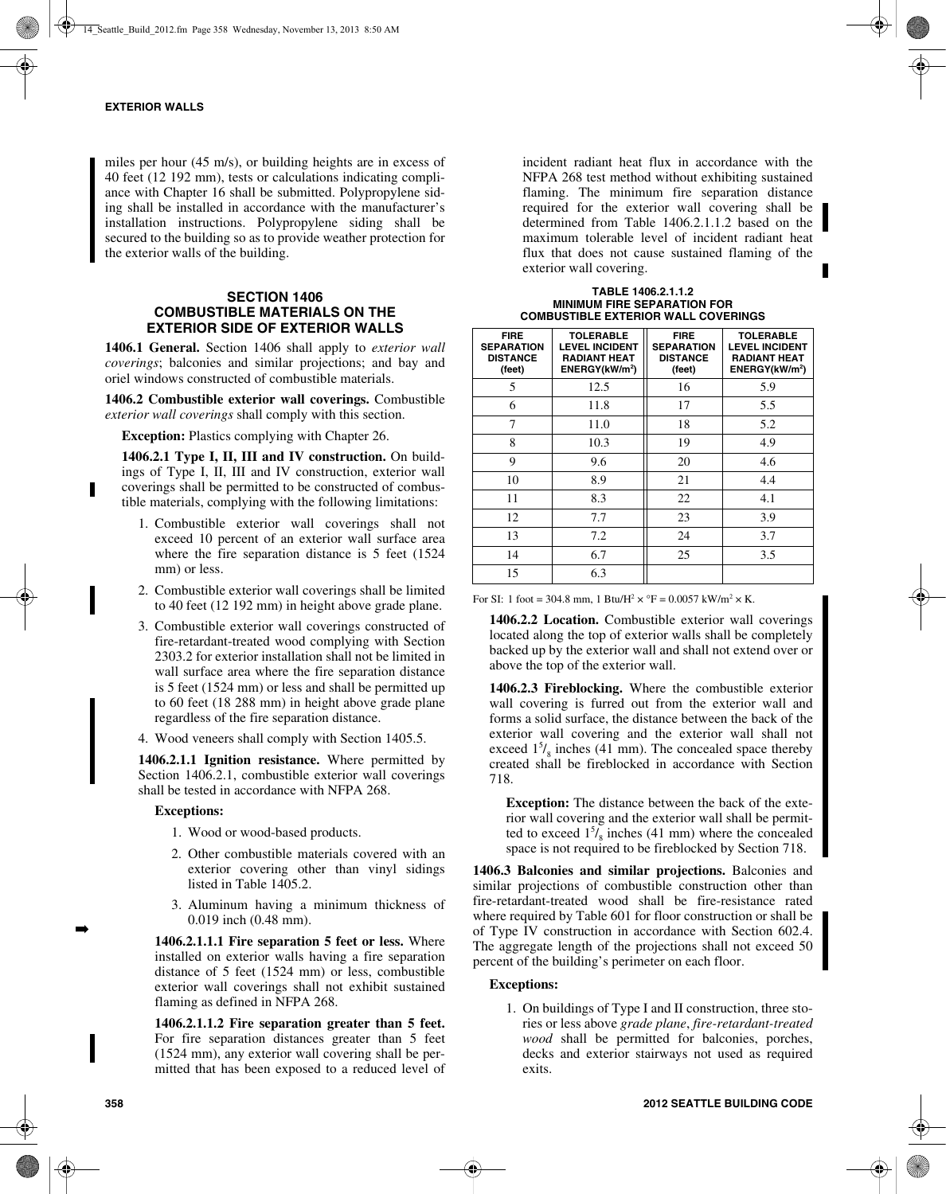miles per hour (45 m/s), or building heights are in excess of 40 feet (12 192 mm), tests or calculations indicating compliance with Chapter 16 shall be submitted. Polypropylene siding shall be installed in accordance with the manufacturer's installation instructions. Polypropylene siding shall be secured to the building so as to provide weather protection for the exterior walls of the building.

## SECTION 1406 COMBUSTIBLE MATERIALS ON THE EXTERIOR SIDE OF EXTERIOR WALLS

**1406.1 General.** Section 1406 shall apply to *exterior wall coverings*; balconies and similar projections; and bay and oriel windows constructed of combustible materials.

**1406.2 Combustible exterior wall coverings.** Combustible *exterior wall coverings* shall comply with this section.

**Exception:** Plastics complying with Chapter 26.

**1406.2.1 Type I, II, III and IV construction.** On buildings of Type I, II, III and IV construction, exterior wall coverings shall be permitted to be constructed of combustible materials, complying with the following limitations:

1. Combustible exterior wall coverings shall not exceed 10 percent of an exterior wall surface area where the fire separation distance is 5 feet (1524 mm) or less.
2. Combustible exterior wall coverings shall be limited to 40 feet (12 192 mm) in height above grade plane.
3. Combustible exterior wall coverings constructed of fire-retardant-treated wood complying with Section 2303.2 for exterior installation shall not be limited in wall surface area where the fire separation distance is 5 feet (1524 mm) or less and shall be permitted up to 60 feet (18 288 mm) in height above grade plane regardless of the fire separation distance.
4. Wood veneers shall comply with Section 1405.5.

**1406.2.1.1 Ignition resistance.** Where permitted by Section 1406.2.1, combustible exterior wall coverings shall be tested in accordance with NFPA 268.

**Exceptions:**

1. Wood or wood-based products.
2. Other combustible materials covered with an exterior covering other than vinyl sidings listed in Table 1405.2.
3. Aluminum having a minimum thickness of 0.019 inch (0.48 mm).

**1406.2.1.1.1 Fire separation 5 feet or less.** Where installed on exterior walls having a fire separation distance of 5 feet (1524 mm) or less, combustible exterior wall coverings shall not exhibit sustained flaming as defined in NFPA 268.

**1406.2.1.1.2 Fire separation greater than 5 feet.** For fire separation distances greater than 5 feet (1524 mm), any exterior wall covering shall be permitted that has been exposed to a reduced level of incident radiant heat flux in accordance with the NFPA 268 test method without exhibiting sustained flaming. The minimum fire separation distance required for the exterior wall covering shall be determined from Table 1406.2.1.1.2 based on the maximum tolerable level of incident radiant heat flux that does not cause sustained flaming of the exterior wall covering.

**TABLE 1406.2.1.1.2 MINIMUM FIRE SEPARATION FOR COMBUSTIBLE EXTERIOR WALL COVERINGS**

| FIRE SEPARATION DISTANCE (feet) | TOLERABLE LEVEL INCIDENT RADIANT HEAT ENERGY($kW/m^2$) | FIRE SEPARATION DISTANCE (feet) | TOLERABLE LEVEL INCIDENT RADIANT HEAT ENERGY($kW/m^2$) |
|---|---|---|---|
| 5 | 12.5 | 16 | 5.9 |
| 6 | 11.8 | 17 | 5.5 |
| 7 | 11.0 | 18 | 5.2 |
| 8 | 10.3 | 19 | 4.9 |
| 9 | 9.6 | 20 | 4.6 |
| 10 | 8.9 | 21 | 4.4 |
| 11 | 8.3 | 22 | 4.1 |
| 12 | 7.7 | 23 | 3.9 |
| 13 | 7.2 | 24 | 3.7 |
| 14 | 6.7 | 25 | 3.5 |
| 15 | 6.3 | | |

For SI: 1 foot = 304.8 mm, 1 $Btu/H^2 \times °F = 0.0057 kW/m^2 \times K$.

**1406.2.2 Location.** Combustible exterior wall coverings located along the top of exterior walls shall be completely backed up by the exterior wall and shall not extend over or above the top of the exterior wall.

**1406.2.3 Fireblocking.** Where the combustible exterior wall covering is furred out from the exterior wall and forms a solid surface, the distance between the back of the exterior wall covering and the exterior wall shall not exceed $1^5/_8$ inches (41 mm). The concealed space thereby created shall be fireblocked in accordance with Section 718.

**Exception:** The distance between the back of the exterior wall covering and the exterior wall shall be permitted to exceed $1^5/_8$ inches (41 mm) where the concealed space is not required to be fireblocked by Section 718.

**1406.3 Balconies and similar projections.** Balconies and similar projections of combustible construction other than fire-retardant-treated wood shall be fire-resistance rated where required by Table 601 for floor construction or shall be of Type IV construction in accordance with Section 602.4. The aggregate length of the projections shall not exceed 50 percent of the building's perimeter on each floor.

**Exceptions:**

1. On buildings of Type I and II construction, three stories or less above *grade plane*, *fire-retardant-treated wood* shall be permitted for balconies, porches, decks and exterior stairways not used as required exits.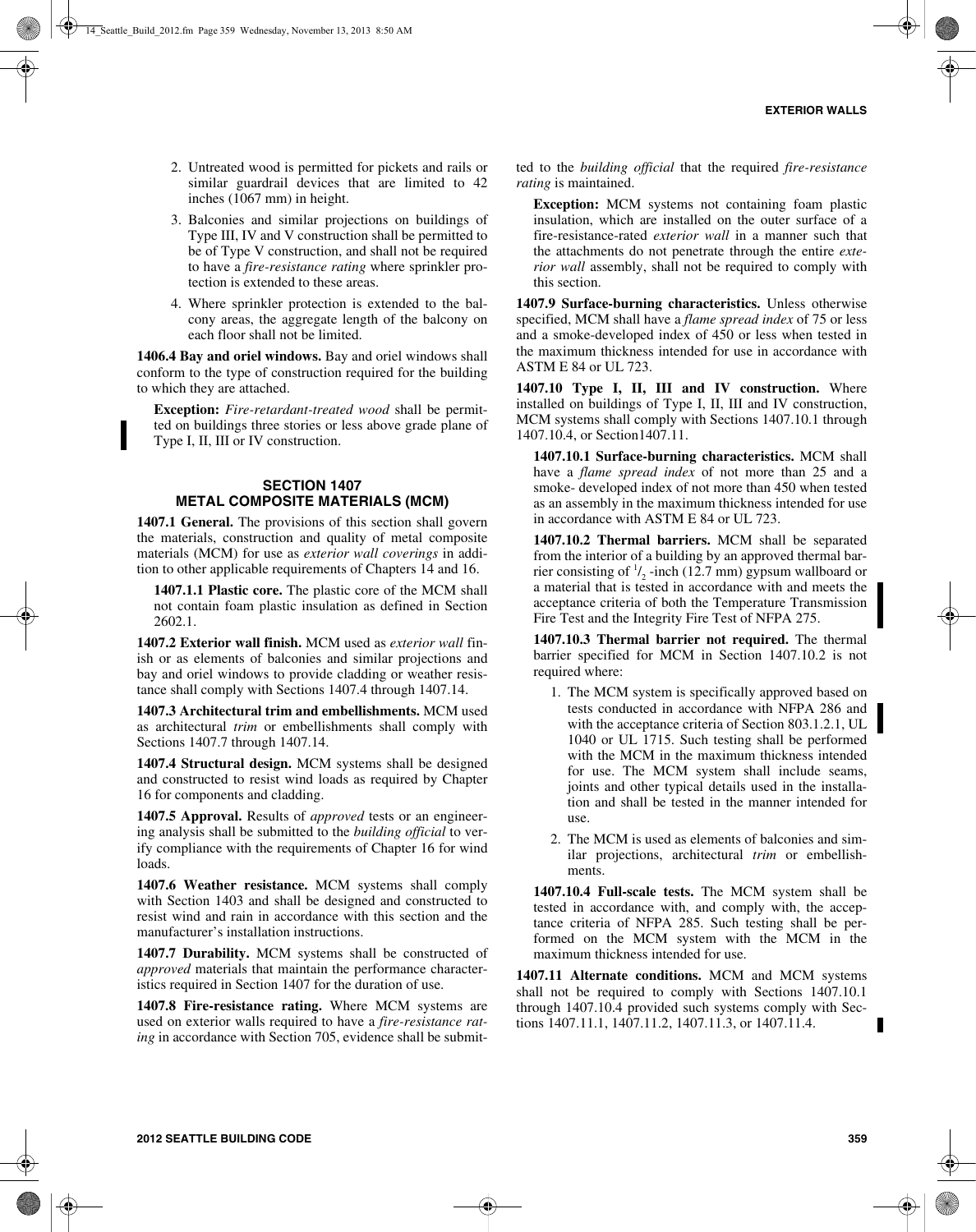2. Untreated wood is permitted for pickets and rails or similar guardrail devices that are limited to 42 inches (1067 mm) in height.
3. Balconies and similar projections on buildings of Type III, IV and V construction shall be permitted to be of Type V construction, and shall not be required to have a *fire-resistance rating* where sprinkler protection is extended to these areas.
4. Where sprinkler protection is extended to the balcony areas, the aggregate length of the balcony on each floor shall not be limited.

**1406.4 Bay and oriel windows.** Bay and oriel windows shall conform to the type of construction required for the building to which they are attached.

> **Exception:** *Fire-retardant-treated wood* shall be permitted on buildings three stories or less above grade plane of Type I, II, III or IV construction.

## SECTION 1407
## METAL COMPOSITE MATERIALS (MCM)

**1407.1 General.** The provisions of this section shall govern the materials, construction and quality of metal composite materials (MCM) for use as *exterior wall coverings* in addition to other applicable requirements of Chapters 14 and 16.

**1407.1.1 Plastic core.** The plastic core of the MCM shall not contain foam plastic insulation as defined in Section 2602.1.

**1407.2 Exterior wall finish.** MCM used as *exterior wall* finish or as elements of balconies and similar projections and bay and oriel windows to provide cladding or weather resistance shall comply with Sections 1407.4 through 1407.14.

**1407.3 Architectural trim and embellishments.** MCM used as architectural *trim* or embellishments shall comply with Sections 1407.7 through 1407.14.

**1407.4 Structural design.** MCM systems shall be designed and constructed to resist wind loads as required by Chapter 16 for components and cladding.

**1407.5 Approval.** Results of *approved* tests or an engineering analysis shall be submitted to the *building official* to verify compliance with the requirements of Chapter 16 for wind loads.

**1407.6 Weather resistance.** MCM systems shall comply with Section 1403 and shall be designed and constructed to resist wind and rain in accordance with this section and the manufacturer's installation instructions.

**1407.7 Durability.** MCM systems shall be constructed of *approved* materials that maintain the performance characteristics required in Section 1407 for the duration of use.

**1407.8 Fire-resistance rating.** Where MCM systems are used on exterior walls required to have a *fire-resistance rating* in accordance with Section 705, evidence shall be submitted to the *building official* that the required *fire-resistance rating* is maintained.

> **Exception:** MCM systems not containing foam plastic insulation, which are installed on the outer surface of a fire-resistance-rated *exterior wall* in a manner such that the attachments do not penetrate through the entire *exterior wall* assembly, shall not be required to comply with this section.

**1407.9 Surface-burning characteristics.** Unless otherwise specified, MCM shall have a *flame spread index* of 75 or less and a smoke-developed index of 450 or less when tested in the maximum thickness intended for use in accordance with ASTM E 84 or UL 723.

**1407.10 Type I, II, III and IV construction.** Where installed on buildings of Type I, II, III and IV construction, MCM systems shall comply with Sections 1407.10.1 through 1407.10.4, or Section1407.11.

**1407.10.1 Surface-burning characteristics.** MCM shall have a *flame spread index* of not more than 25 and a smoke- developed index of not more than 450 when tested as an assembly in the maximum thickness intended for use in accordance with ASTM E 84 or UL 723.

**1407.10.2 Thermal barriers.** MCM shall be separated from the interior of a building by an approved thermal barrier consisting of $^1/_2$ -inch (12.7 mm) gypsum wallboard or a material that is tested in accordance with and meets the acceptance criteria of both the Temperature Transmission Fire Test and the Integrity Fire Test of NFPA 275.

**1407.10.3 Thermal barrier not required.** The thermal barrier specified for MCM in Section 1407.10.2 is not required where:

1. The MCM system is specifically approved based on tests conducted in accordance with NFPA 286 and with the acceptance criteria of Section 803.1.2.1, UL 1040 or UL 1715. Such testing shall be performed with the MCM in the maximum thickness intended for use. The MCM system shall include seams, joints and other typical details used in the installation and shall be tested in the manner intended for use.
2. The MCM is used as elements of balconies and similar projections, architectural *trim* or embellishments.

**1407.10.4 Full-scale tests.** The MCM system shall be tested in accordance with, and comply with, the acceptance criteria of NFPA 285. Such testing shall be performed on the MCM system with the MCM in the maximum thickness intended for use.

**1407.11 Alternate conditions.** MCM and MCM systems shall not be required to comply with Sections 1407.10.1 through 1407.10.4 provided such systems comply with Sections 1407.11.1, 1407.11.2, 1407.11.3, or 1407.11.4.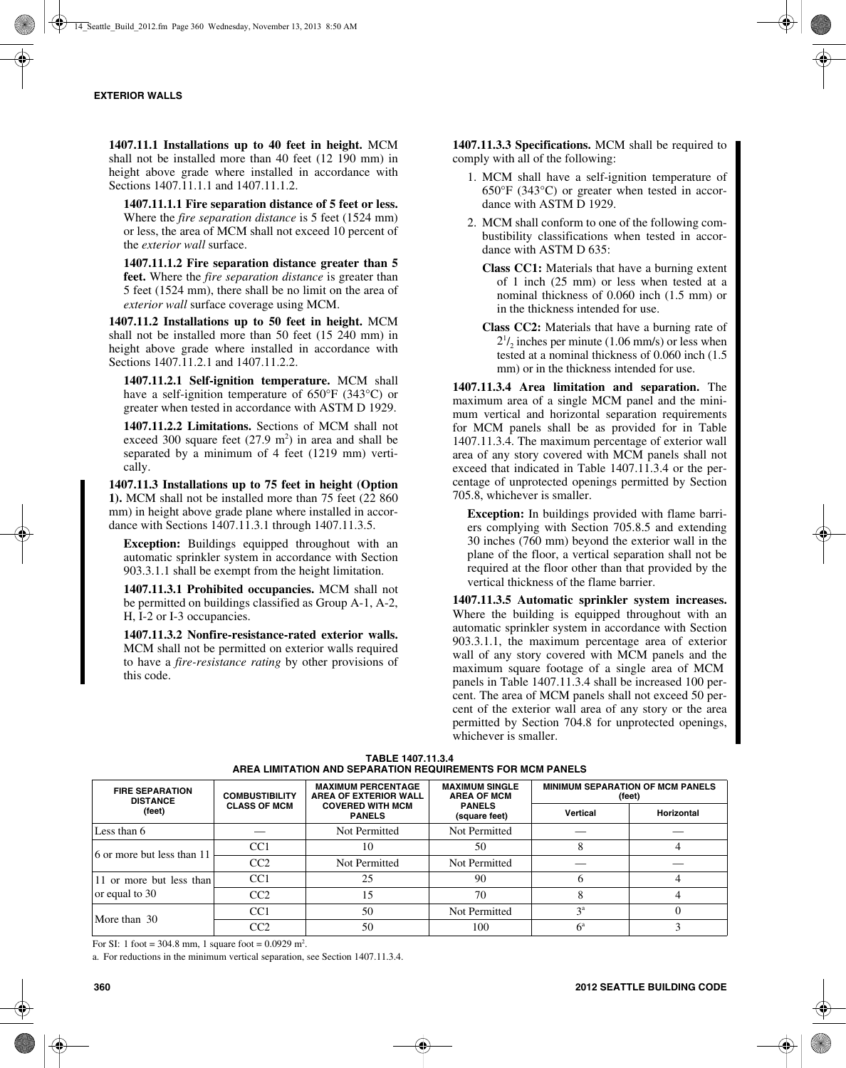**1407.11.1 Installations up to 40 feet in height.** MCM shall not be installed more than 40 feet (12 190 mm) in height above grade where installed in accordance with Sections 1407.11.1.1 and 1407.11.1.2.

**1407.11.1.1 Fire separation distance of 5 feet or less.** Where the *fire separation distance* is 5 feet (1524 mm) or less, the area of MCM shall not exceed 10 percent of the *exterior wall* surface.

**1407.11.1.2 Fire separation distance greater than 5 feet.** Where the *fire separation distance* is greater than 5 feet (1524 mm), there shall be no limit on the area of *exterior wall* surface coverage using MCM.

**1407.11.2 Installations up to 50 feet in height.** MCM shall not be installed more than 50 feet (15 240 mm) in height above grade where installed in accordance with Sections 1407.11.2.1 and 1407.11.2.2.

**1407.11.2.1 Self-ignition temperature.** MCM shall have a self-ignition temperature of 650°F (343°C) or greater when tested in accordance with ASTM D 1929.

**1407.11.2.2 Limitations.** Sections of MCM shall not exceed 300 square feet (27.9 m$^2$) in area and shall be separated by a minimum of 4 feet (1219 mm) vertically.

**1407.11.3 Installations up to 75 feet in height (Option 1).** MCM shall not be installed more than 75 feet (22 860 mm) in height above grade plane where installed in accordance with Sections 1407.11.3.1 through 1407.11.3.5.

**Exception:** Buildings equipped throughout with an automatic sprinkler system in accordance with Section 903.3.1.1 shall be exempt from the height limitation.

**1407.11.3.1 Prohibited occupancies.** MCM shall not be permitted on buildings classified as Group A-1, A-2, H, I-2 or I-3 occupancies.

**1407.11.3.2 Nonfire-resistance-rated exterior walls.** MCM shall not be permitted on exterior walls required to have a *fire-resistance rating* by other provisions of this code.

**1407.11.3.3 Specifications.** MCM shall be required to comply with all of the following:

1. MCM shall have a self-ignition temperature of 650°F (343°C) or greater when tested in accordance with ASTM D 1929.
2. MCM shall conform to one of the following combustibility classifications when tested in accordance with ASTM D 635:

   **Class CC1:** Materials that have a burning extent of 1 inch (25 mm) or less when tested at a nominal thickness of 0.060 inch (1.5 mm) or in the thickness intended for use.

   **Class CC2:** Materials that have a burning rate of 2$^1/_2$ inches per minute (1.06 mm/s) or less when tested at a nominal thickness of 0.060 inch (1.5 mm) or in the thickness intended for use.

**1407.11.3.4 Area limitation and separation.** The maximum area of a single MCM panel and the minimum vertical and horizontal separation requirements for MCM panels shall be as provided for in Table 1407.11.3.4. The maximum percentage of exterior wall area of any story covered with MCM panels shall not exceed that indicated in Table 1407.11.3.4 or the percentage of unprotected openings permitted by Section 705.8, whichever is smaller.

**Exception:** In buildings provided with flame barriers complying with Section 705.8.5 and extending 30 inches (760 mm) beyond the exterior wall in the plane of the floor, a vertical separation shall not be required at the floor other than that provided by the vertical thickness of the flame barrier.

**1407.11.3.5 Automatic sprinkler system increases.** Where the building is equipped throughout with an automatic sprinkler system in accordance with Section 903.3.1.1, the maximum percentage area of exterior wall of any story covered with MCM panels and the maximum square footage of a single area of MCM panels in Table 1407.11.3.4 shall be increased 100 percent. The area of MCM panels shall not exceed 50 percent of the exterior wall area of any story or the area permitted by Section 704.8 for unprotected openings, whichever is smaller.

**TABLE 1407.11.3.4**
**AREA LIMITATION AND SEPARATION REQUIREMENTS FOR MCM PANELS**

| FIRE SEPARATION DISTANCE (feet) | COMBUSTIBILITY CLASS OF MCM | MAXIMUM PERCENTAGE AREA OF EXTERIOR WALL COVERED WITH MCM PANELS | MAXIMUM SINGLE AREA OF MCM PANELS (square feet) | MINIMUM SEPARATION OF MCM PANELS (feet) | |
|---|---|---|---|---|---|
| | | | | Vertical | Horizontal |
| Less than 6 | — | Not Permitted | Not Permitted | — | — |
| 6 or more but less than 11 | CC1 | 10 | 50 | 8 | 4 |
| | CC2 | Not Permitted | Not Permitted | — | — |
| 11 or more but less than or equal to 30 | CC1 | 25 | 90 | 6 | 4 |
| | CC2 | 15 | 70 | 8 | 4 |
| More than 30 | CC1 | 50 | Not Permitted | 3[a] | 0 |
| | CC2 | 50 | 100 | 6[a] | 3 |

For SI: 1 foot = 304.8 mm, 1 square foot = 0.0929 m$^2$.

a. For reductions in the minimum vertical separation, see Section 1407.11.3.4.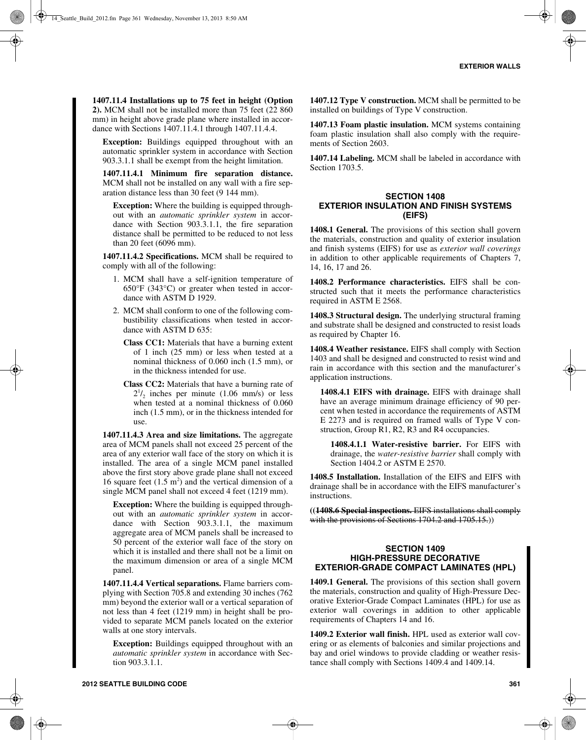**1407.11.4 Installations up to 75 feet in height (Option 2).** MCM shall not be installed more than 75 feet (22 860 mm) in height above grade plane where installed in accordance with Sections 1407.11.4.1 through 1407.11.4.4.

**Exception:** Buildings equipped throughout with an automatic sprinkler system in accordance with Section 903.3.1.1 shall be exempt from the height limitation.

**1407.11.4.1 Minimum fire separation distance.** MCM shall not be installed on any wall with a fire separation distance less than 30 feet (9 144 mm).

**Exception:** Where the building is equipped throughout with an *automatic sprinkler system* in accordance with Section 903.3.1.1, the fire separation distance shall be permitted to be reduced to not less than 20 feet (6096 mm).

**1407.11.4.2 Specifications.** MCM shall be required to comply with all of the following:

1. MCM shall have a self-ignition temperature of 650°F (343°C) or greater when tested in accordance with ASTM D 1929.
2. MCM shall conform to one of the following combustibility classifications when tested in accordance with ASTM D 635:

   **Class CC1:** Materials that have a burning extent of 1 inch (25 mm) or less when tested at a nominal thickness of 0.060 inch (1.5 mm), or in the thickness intended for use.

   **Class CC2:** Materials that have a burning rate of $2^1/_2$ inches per minute (1.06 mm/s) or less when tested at a nominal thickness of 0.060 inch (1.5 mm), or in the thickness intended for use.

**1407.11.4.3 Area and size limitations.** The aggregate area of MCM panels shall not exceed 25 percent of the area of any exterior wall face of the story on which it is installed. The area of a single MCM panel installed above the first story above grade plane shall not exceed 16 square feet (1.5 $m^2$) and the vertical dimension of a single MCM panel shall not exceed 4 feet (1219 mm).

**Exception:** Where the building is equipped throughout with an *automatic sprinkler system* in accordance with Section 903.3.1.1, the maximum aggregate area of MCM panels shall be increased to 50 percent of the exterior wall face of the story on which it is installed and there shall not be a limit on the maximum dimension or area of a single MCM panel.

**1407.11.4.4 Vertical separations.** Flame barriers complying with Section 705.8 and extending 30 inches (762 mm) beyond the exterior wall or a vertical separation of not less than 4 feet (1219 mm) in height shall be provided to separate MCM panels located on the exterior walls at one story intervals.

**Exception:** Buildings equipped throughout with an *automatic sprinkler system* in accordance with Section 903.3.1.1.

**1407.12 Type V construction.** MCM shall be permitted to be installed on buildings of Type V construction.

**1407.13 Foam plastic insulation.** MCM systems containing foam plastic insulation shall also comply with the requirements of Section 2603.

**1407.14 Labeling.** MCM shall be labeled in accordance with Section 1703.5.

## SECTION 1408
## EXTERIOR INSULATION AND FINISH SYSTEMS (EIFS)

**1408.1 General.** The provisions of this section shall govern the materials, construction and quality of exterior insulation and finish systems (EIFS) for use as *exterior wall coverings* in addition to other applicable requirements of Chapters 7, 14, 16, 17 and 26.

**1408.2 Performance characteristics.** EIFS shall be constructed such that it meets the performance characteristics required in ASTM E 2568.

**1408.3 Structural design.** The underlying structural framing and substrate shall be designed and constructed to resist loads as required by Chapter 16.

**1408.4 Weather resistance.** EIFS shall comply with Section 1403 and shall be designed and constructed to resist wind and rain in accordance with this section and the manufacturer's application instructions.

**1408.4.1 EIFS with drainage.** EIFS with drainage shall have an average minimum drainage efficiency of 90 percent when tested in accordance the requirements of ASTM E 2273 and is required on framed walls of Type V construction, Group R1, R2, R3 and R4 occupancies.

**1408.4.1.1 Water-resistive barrier.** For EIFS with drainage, the *water-resistive barrier* shall comply with Section 1404.2 or ASTM E 2570.

**1408.5 Installation.** Installation of the EIFS and EIFS with drainage shall be in accordance with the EIFS manufacturer's instructions.

((~~**1408.6 Special inspections.** EIFS installations shall comply with the provisions of Sections 1704.2 and 1705.15.~~))

## SECTION 1409
## HIGH-PRESSURE DECORATIVE EXTERIOR-GRADE COMPACT LAMINATES (HPL)

**1409.1 General.** The provisions of this section shall govern the materials, construction and quality of High-Pressure Decorative Exterior-Grade Compact Laminates (HPL) for use as exterior wall coverings in addition to other applicable requirements of Chapters 14 and 16.

**1409.2 Exterior wall finish.** HPL used as exterior wall covering or as elements of balconies and similar projections and bay and oriel windows to provide cladding or weather resistance shall comply with Sections 1409.4 and 1409.14.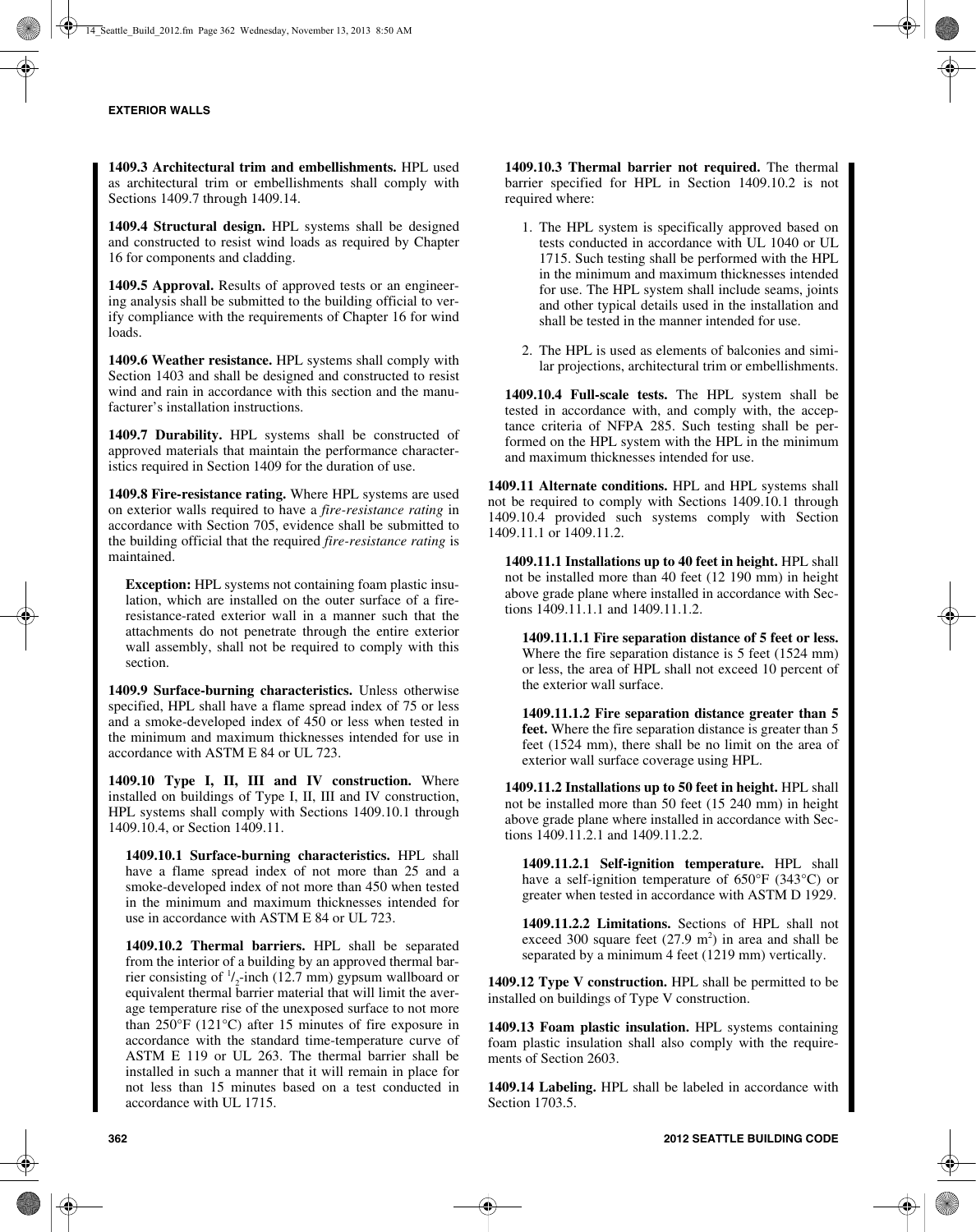**1409.3 Architectural trim and embellishments.** HPL used as architectural trim or embellishments shall comply with Sections 1409.7 through 1409.14.

**1409.4 Structural design.** HPL systems shall be designed and constructed to resist wind loads as required by Chapter 16 for components and cladding.

**1409.5 Approval.** Results of approved tests or an engineering analysis shall be submitted to the building official to verify compliance with the requirements of Chapter 16 for wind loads.

**1409.6 Weather resistance.** HPL systems shall comply with Section 1403 and shall be designed and constructed to resist wind and rain in accordance with this section and the manufacturer's installation instructions.

**1409.7 Durability.** HPL systems shall be constructed of approved materials that maintain the performance characteristics required in Section 1409 for the duration of use.

**1409.8 Fire-resistance rating.** Where HPL systems are used on exterior walls required to have a *fire-resistance rating* in accordance with Section 705, evidence shall be submitted to the building official that the required *fire-resistance rating* is maintained.

**Exception:** HPL systems not containing foam plastic insulation, which are installed on the outer surface of a fire-resistance-rated exterior wall in a manner such that the attachments do not penetrate through the entire exterior wall assembly, shall not be required to comply with this section.

**1409.9 Surface-burning characteristics.** Unless otherwise specified, HPL shall have a flame spread index of 75 or less and a smoke-developed index of 450 or less when tested in the minimum and maximum thicknesses intended for use in accordance with ASTM E 84 or UL 723.

**1409.10 Type I, II, III and IV construction.** Where installed on buildings of Type I, II, III and IV construction, HPL systems shall comply with Sections 1409.10.1 through 1409.10.4, or Section 1409.11.

**1409.10.1 Surface-burning characteristics.** HPL shall have a flame spread index of not more than 25 and a smoke-developed index of not more than 450 when tested in the minimum and maximum thicknesses intended for use in accordance with ASTM E 84 or UL 723.

**1409.10.2 Thermal barriers.** HPL shall be separated from the interior of a building by an approved thermal barrier consisting of 1/2-inch (12.7 mm) gypsum wallboard or equivalent thermal barrier material that will limit the average temperature rise of the unexposed surface to not more than 250°F (121°C) after 15 minutes of fire exposure in accordance with the standard time-temperature curve of ASTM E 119 or UL 263. The thermal barrier shall be installed in such a manner that it will remain in place for not less than 15 minutes based on a test conducted in accordance with UL 1715.

**1409.10.3 Thermal barrier not required.** The thermal barrier specified for HPL in Section 1409.10.2 is not required where:

1. The HPL system is specifically approved based on tests conducted in accordance with UL 1040 or UL 1715. Such testing shall be performed with the HPL in the minimum and maximum thicknesses intended for use. The HPL system shall include seams, joints and other typical details used in the installation and shall be tested in the manner intended for use.
2. The HPL is used as elements of balconies and similar projections, architectural trim or embellishments.

**1409.10.4 Full-scale tests.** The HPL system shall be tested in accordance with, and comply with, the acceptance criteria of NFPA 285. Such testing shall be performed on the HPL system with the HPL in the minimum and maximum thicknesses intended for use.

**1409.11 Alternate conditions.** HPL and HPL systems shall not be required to comply with Sections 1409.10.1 through 1409.10.4 provided such systems comply with Section 1409.11.1 or 1409.11.2.

**1409.11.1 Installations up to 40 feet in height.** HPL shall not be installed more than 40 feet (12 190 mm) in height above grade plane where installed in accordance with Sections 1409.11.1.1 and 1409.11.1.2.

**1409.11.1.1 Fire separation distance of 5 feet or less.** Where the fire separation distance is 5 feet (1524 mm) or less, the area of HPL shall not exceed 10 percent of the exterior wall surface.

**1409.11.1.2 Fire separation distance greater than 5 feet.** Where the fire separation distance is greater than 5 feet (1524 mm), there shall be no limit on the area of exterior wall surface coverage using HPL.

**1409.11.2 Installations up to 50 feet in height.** HPL shall not be installed more than 50 feet (15 240 mm) in height above grade plane where installed in accordance with Sections 1409.11.2.1 and 1409.11.2.2.

**1409.11.2.1 Self-ignition temperature.** HPL shall have a self-ignition temperature of 650°F (343°C) or greater when tested in accordance with ASTM D 1929.

**1409.11.2.2 Limitations.** Sections of HPL shall not exceed 300 square feet (27.9 $m^2$) in area and shall be separated by a minimum 4 feet (1219 mm) vertically.

**1409.12 Type V construction.** HPL shall be permitted to be installed on buildings of Type V construction.

**1409.13 Foam plastic insulation.** HPL systems containing foam plastic insulation shall also comply with the requirements of Section 2603.

**1409.14 Labeling.** HPL shall be labeled in accordance with Section 1703.5.